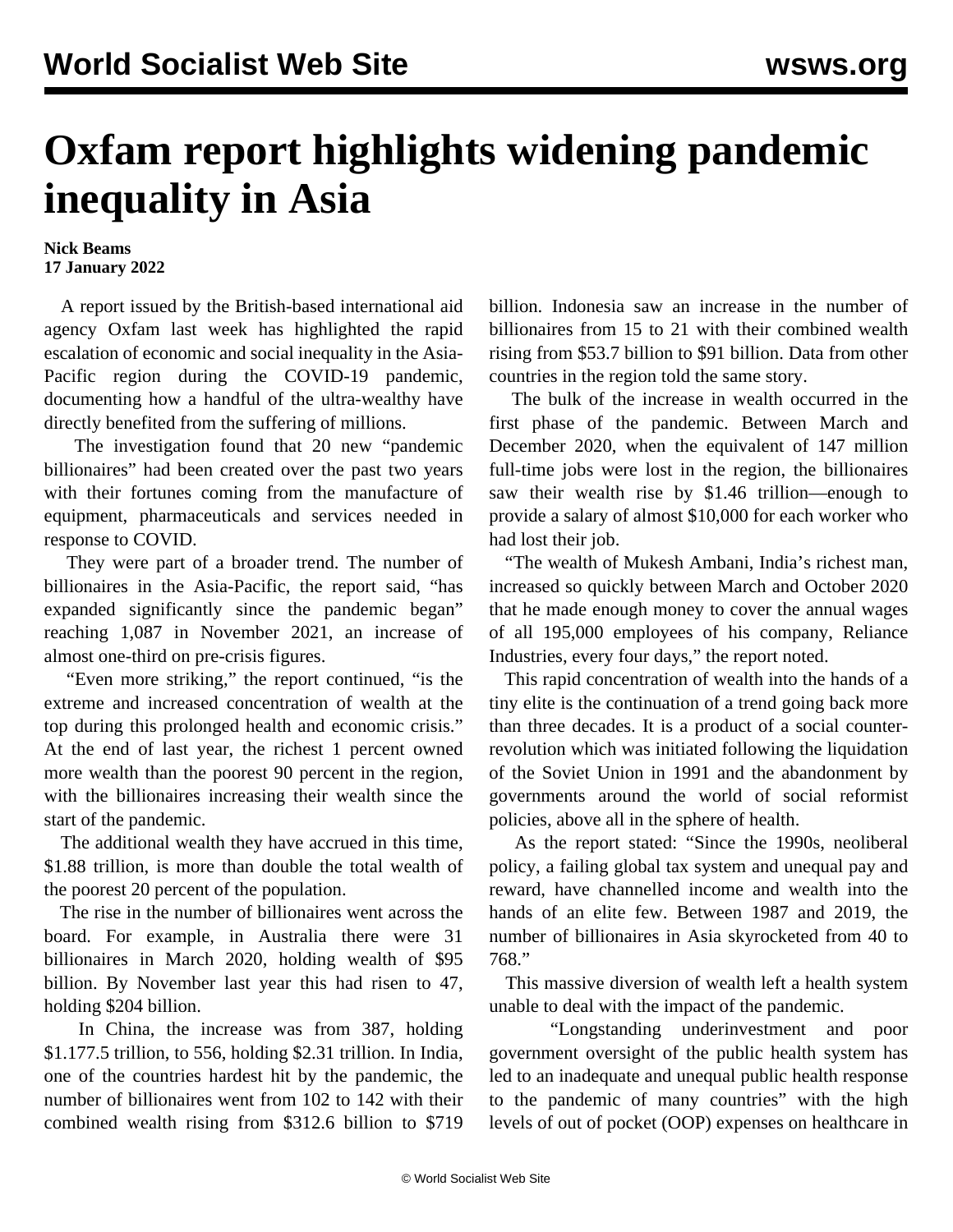# Oxfam report highlights widening pandemic inequality in Asia

**Nick Beams**
**17 January 2022**

A report issued by the British-based international aid agency Oxfam last week has highlighted the rapid escalation of economic and social inequality in the Asia-Pacific region during the COVID-19 pandemic, documenting how a handful of the ultra-wealthy have directly benefited from the suffering of millions.

The investigation found that 20 new "pandemic billionaires" had been created over the past two years with their fortunes coming from the manufacture of equipment, pharmaceuticals and services needed in response to COVID.

They were part of a broader trend. The number of billionaires in the Asia-Pacific, the report said, "has expanded significantly since the pandemic began" reaching 1,087 in November 2021, an increase of almost one-third on pre-crisis figures.

"Even more striking," the report continued, "is the extreme and increased concentration of wealth at the top during this prolonged health and economic crisis." At the end of last year, the richest 1 percent owned more wealth than the poorest 90 percent in the region, with the billionaires increasing their wealth since the start of the pandemic.

The additional wealth they have accrued in this time, $1.88 trillion, is more than double the total wealth of the poorest 20 percent of the population.

The rise in the number of billionaires went across the board. For example, in Australia there were 31 billionaires in March 2020, holding wealth of $95 billion. By November last year this had risen to 47, holding $204 billion.

In China, the increase was from 387, holding $1.177.5 trillion, to 556, holding $2.31 trillion. In India, one of the countries hardest hit by the pandemic, the number of billionaires went from 102 to 142 with their combined wealth rising from $312.6 billion to $719 billion. Indonesia saw an increase in the number of billionaires from 15 to 21 with their combined wealth rising from $53.7 billion to $91 billion. Data from other countries in the region told the same story.

The bulk of the increase in wealth occurred in the first phase of the pandemic. Between March and December 2020, when the equivalent of 147 million full-time jobs were lost in the region, the billionaires saw their wealth rise by $1.46 trillion—enough to provide a salary of almost $10,000 for each worker who had lost their job.

"The wealth of Mukesh Ambani, India's richest man, increased so quickly between March and October 2020 that he made enough money to cover the annual wages of all 195,000 employees of his company, Reliance Industries, every four days," the report noted.

This rapid concentration of wealth into the hands of a tiny elite is the continuation of a trend going back more than three decades. It is a product of a social counter-revolution which was initiated following the liquidation of the Soviet Union in 1991 and the abandonment by governments around the world of social reformist policies, above all in the sphere of health.

As the report stated: "Since the 1990s, neoliberal policy, a failing global tax system and unequal pay and reward, have channelled income and wealth into the hands of an elite few. Between 1987 and 2019, the number of billionaires in Asia skyrocketed from 40 to 768."

This massive diversion of wealth left a health system unable to deal with the impact of the pandemic.

"Longstanding underinvestment and poor government oversight of the public health system has led to an inadequate and unequal public health response to the pandemic of many countries" with the high levels of out of pocket (OOP) expenses on healthcare in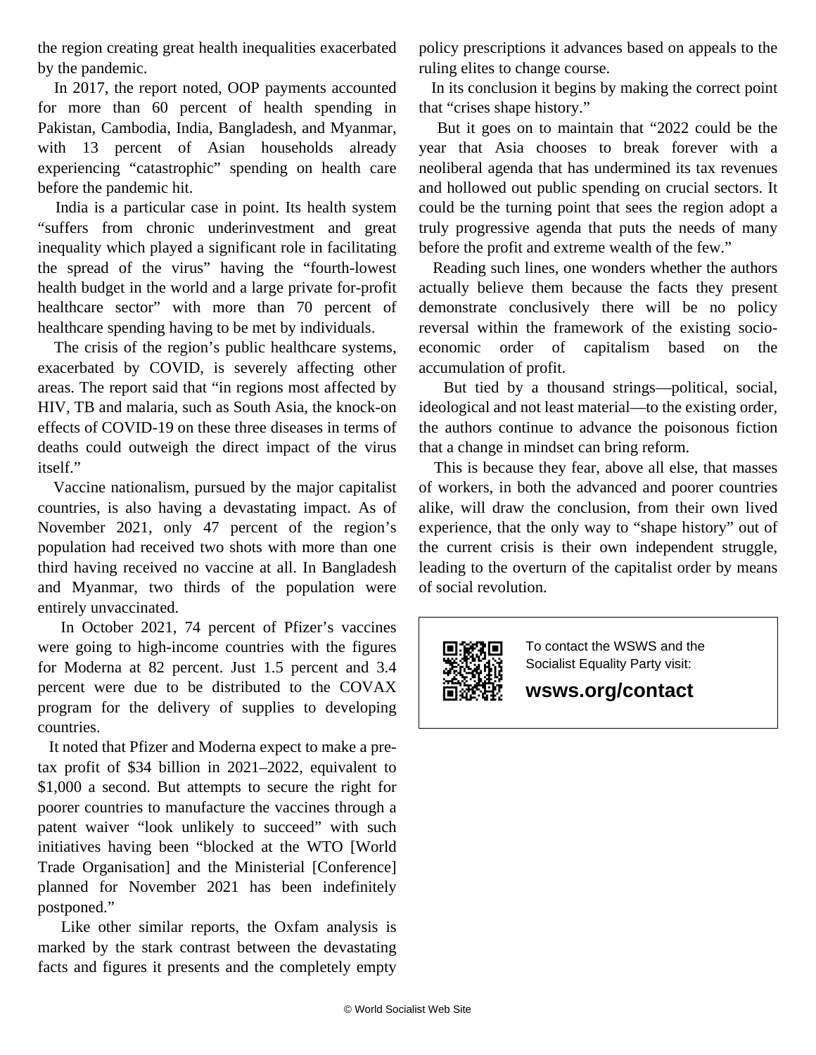the region creating great health inequalities exacerbated by the pandemic.

In 2017, the report noted, OOP payments accounted for more than 60 percent of health spending in Pakistan, Cambodia, India, Bangladesh, and Myanmar, with 13 percent of Asian households already experiencing "catastrophic" spending on health care before the pandemic hit.

India is a particular case in point. Its health system "suffers from chronic underinvestment and great inequality which played a significant role in facilitating the spread of the virus" having the "fourth-lowest health budget in the world and a large private for-profit healthcare sector" with more than 70 percent of healthcare spending having to be met by individuals.

The crisis of the region's public healthcare systems, exacerbated by COVID, is severely affecting other areas. The report said that "in regions most affected by HIV, TB and malaria, such as South Asia, the knock-on effects of COVID-19 on these three diseases in terms of deaths could outweigh the direct impact of the virus itself."

Vaccine nationalism, pursued by the major capitalist countries, is also having a devastating impact. As of November 2021, only 47 percent of the region's population had received two shots with more than one third having received no vaccine at all. In Bangladesh and Myanmar, two thirds of the population were entirely unvaccinated.

In October 2021, 74 percent of Pfizer's vaccines were going to high-income countries with the figures for Moderna at 82 percent. Just 1.5 percent and 3.4 percent were due to be distributed to the COVAX program for the delivery of supplies to developing countries.

It noted that Pfizer and Moderna expect to make a pre-tax profit of $34 billion in 2021–2022, equivalent to $1,000 a second. But attempts to secure the right for poorer countries to manufacture the vaccines through a patent waiver "look unlikely to succeed" with such initiatives having been "blocked at the WTO [World Trade Organisation] and the Ministerial [Conference] planned for November 2021 has been indefinitely postponed."

Like other similar reports, the Oxfam analysis is marked by the stark contrast between the devastating facts and figures it presents and the completely empty policy prescriptions it advances based on appeals to the ruling elites to change course.

In its conclusion it begins by making the correct point that "crises shape history."

But it goes on to maintain that "2022 could be the year that Asia chooses to break forever with a neoliberal agenda that has undermined its tax revenues and hollowed out public spending on crucial sectors. It could be the turning point that sees the region adopt a truly progressive agenda that puts the needs of many before the profit and extreme wealth of the few."

Reading such lines, one wonders whether the authors actually believe them because the facts they present demonstrate conclusively there will be no policy reversal within the framework of the existing socio-economic order of capitalism based on the accumulation of profit.

But tied by a thousand strings—political, social, ideological and not least material—to the existing order, the authors continue to advance the poisonous fiction that a change in mindset can bring reform.

This is because they fear, above all else, that masses of workers, in both the advanced and poorer countries alike, will draw the conclusion, from their own lived experience, that the only way to "shape history" out of the current crisis is their own independent struggle, leading to the overturn of the capitalist order by means of social revolution.

To contact the WSWS and the Socialist Equality Party visit:

**wsws.org/contact**